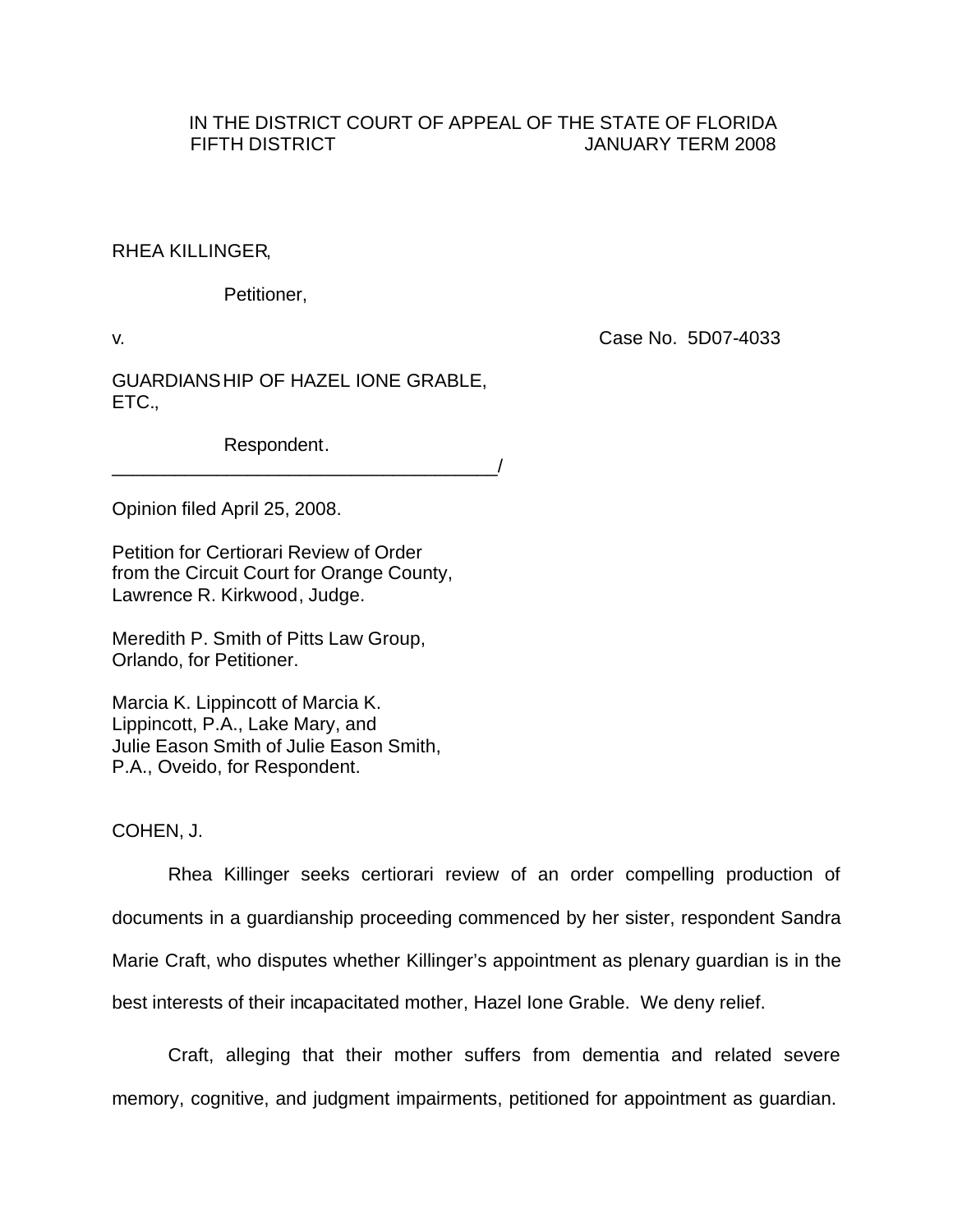IN THE DISTRICT COURT OF APPEAL OF THE STATE OF FLORIDA
FIFTH DISTRICT JANUARY TERM 2008

RHEA KILLINGER,

Petitioner,

v. Case No. 5D07-4033

GUARDIANSHIP OF HAZEL IONE GRABLE, ETC.,

Respondent.
_____________________________________/

Opinion filed April 25, 2008.

Petition for Certiorari Review of Order from the Circuit Court for Orange County, Lawrence R. Kirkwood, Judge.

Meredith P. Smith of Pitts Law Group, Orlando, for Petitioner.

Marcia K. Lippincott of Marcia K. Lippincott, P.A., Lake Mary, and Julie Eason Smith of Julie Eason Smith, P.A., Oveido, for Respondent.

COHEN, J.

Rhea Killinger seeks certiorari review of an order compelling production of documents in a guardianship proceeding commenced by her sister, respondent Sandra Marie Craft, who disputes whether Killinger's appointment as plenary guardian is in the best interests of their incapacitated mother, Hazel Ione Grable. We deny relief.

Craft, alleging that their mother suffers from dementia and related severe memory, cognitive, and judgment impairments, petitioned for appointment as guardian.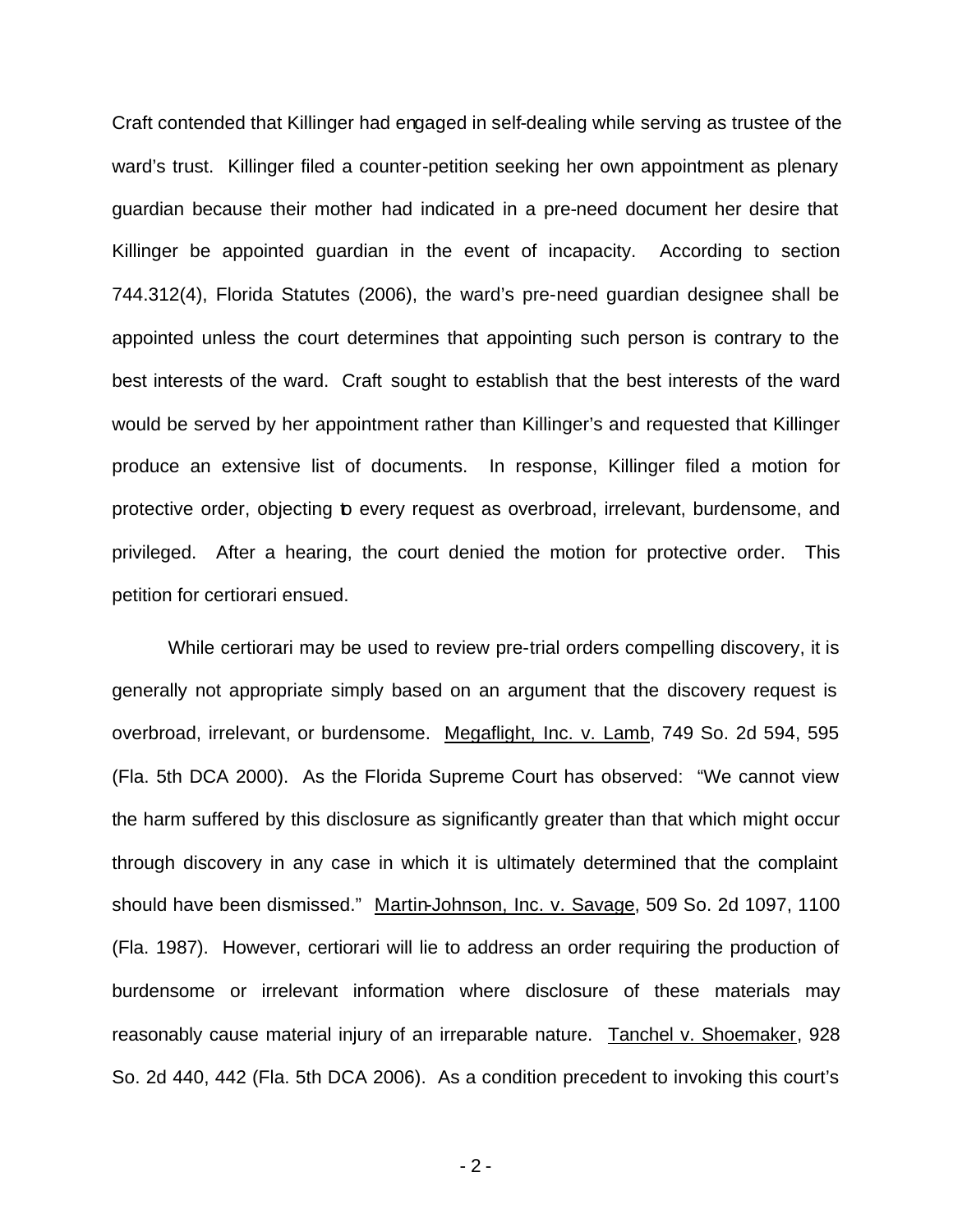Craft contended that Killinger had engaged in self-dealing while serving as trustee of the ward's trust. Killinger filed a counter-petition seeking her own appointment as plenary guardian because their mother had indicated in a pre-need document her desire that Killinger be appointed guardian in the event of incapacity. According to section 744.312(4), Florida Statutes (2006), the ward's pre-need guardian designee shall be appointed unless the court determines that appointing such person is contrary to the best interests of the ward. Craft sought to establish that the best interests of the ward would be served by her appointment rather than Killinger's and requested that Killinger produce an extensive list of documents. In response, Killinger filed a motion for protective order, objecting to every request as overbroad, irrelevant, burdensome, and privileged. After a hearing, the court denied the motion for protective order. This petition for certiorari ensued.

While certiorari may be used to review pre-trial orders compelling discovery, it is generally not appropriate simply based on an argument that the discovery request is overbroad, irrelevant, or burdensome. Megaflight, Inc. v. Lamb, 749 So. 2d 594, 595 (Fla. 5th DCA 2000). As the Florida Supreme Court has observed: "We cannot view the harm suffered by this disclosure as significantly greater than that which might occur through discovery in any case in which it is ultimately determined that the complaint should have been dismissed." Martin-Johnson, Inc. v. Savage, 509 So. 2d 1097, 1100 (Fla. 1987). However, certiorari will lie to address an order requiring the production of burdensome or irrelevant information where disclosure of these materials may reasonably cause material injury of an irreparable nature. Tanchel v. Shoemaker, 928 So. 2d 440, 442 (Fla. 5th DCA 2006). As a condition precedent to invoking this court's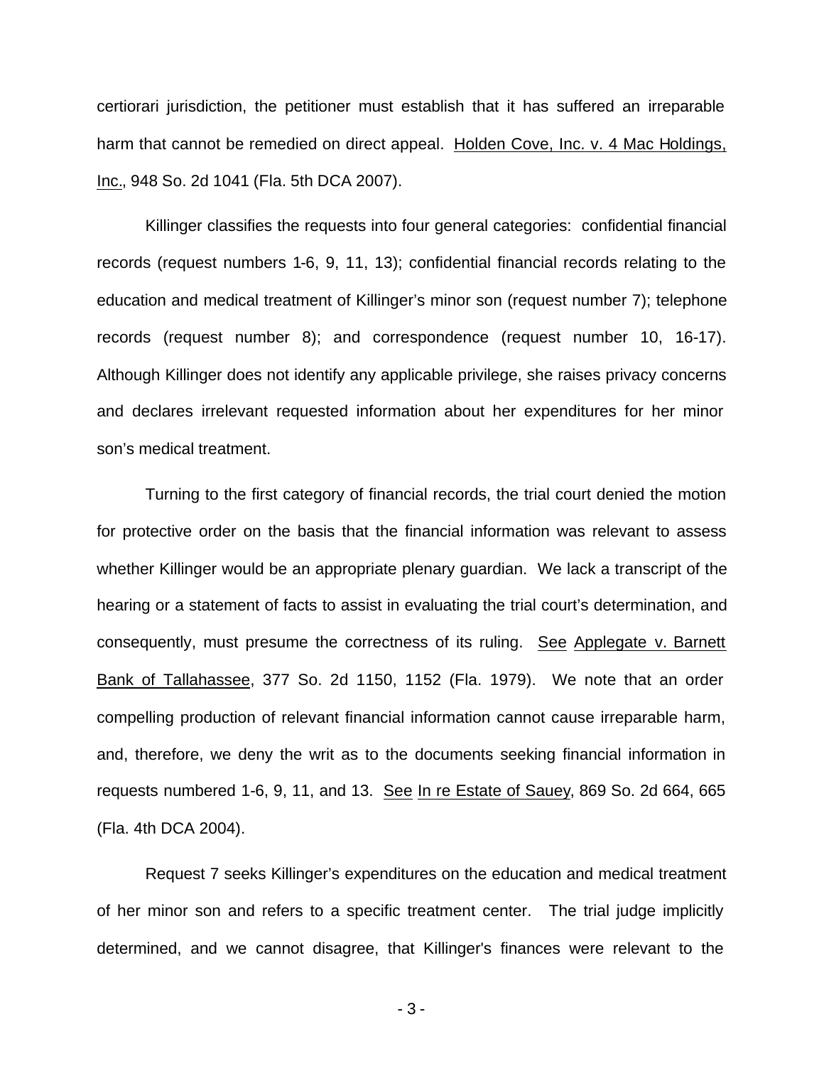certiorari jurisdiction, the petitioner must establish that it has suffered an irreparable harm that cannot be remedied on direct appeal. Holden Cove, Inc. v. 4 Mac Holdings, Inc., 948 So. 2d 1041 (Fla. 5th DCA 2007).

Killinger classifies the requests into four general categories: confidential financial records (request numbers 1-6, 9, 11, 13); confidential financial records relating to the education and medical treatment of Killinger's minor son (request number 7); telephone records (request number 8); and correspondence (request number 10, 16-17). Although Killinger does not identify any applicable privilege, she raises privacy concerns and declares irrelevant requested information about her expenditures for her minor son's medical treatment.

Turning to the first category of financial records, the trial court denied the motion for protective order on the basis that the financial information was relevant to assess whether Killinger would be an appropriate plenary guardian. We lack a transcript of the hearing or a statement of facts to assist in evaluating the trial court's determination, and consequently, must presume the correctness of its ruling. See Applegate v. Barnett Bank of Tallahassee, 377 So. 2d 1150, 1152 (Fla. 1979). We note that an order compelling production of relevant financial information cannot cause irreparable harm, and, therefore, we deny the writ as to the documents seeking financial information in requests numbered 1-6, 9, 11, and 13. See In re Estate of Sauey, 869 So. 2d 664, 665 (Fla. 4th DCA 2004).

Request 7 seeks Killinger's expenditures on the education and medical treatment of her minor son and refers to a specific treatment center. The trial judge implicitly determined, and we cannot disagree, that Killinger's finances were relevant to the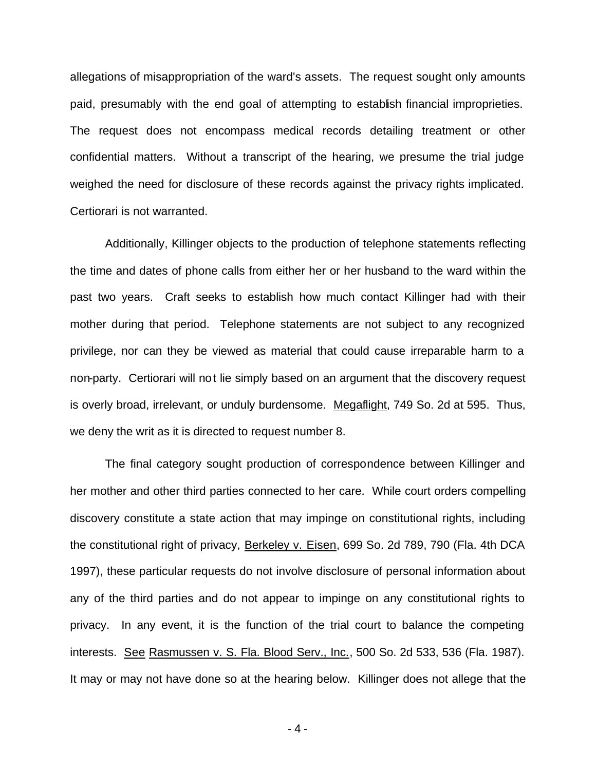allegations of misappropriation of the ward's assets. The request sought only amounts paid, presumably with the end goal of attempting to establish financial improprieties. The request does not encompass medical records detailing treatment or other confidential matters. Without a transcript of the hearing, we presume the trial judge weighed the need for disclosure of these records against the privacy rights implicated. Certiorari is not warranted.

Additionally, Killinger objects to the production of telephone statements reflecting the time and dates of phone calls from either her or her husband to the ward within the past two years. Craft seeks to establish how much contact Killinger had with their mother during that period. Telephone statements are not subject to any recognized privilege, nor can they be viewed as material that could cause irreparable harm to a non-party. Certiorari will not lie simply based on an argument that the discovery request is overly broad, irrelevant, or unduly burdensome. Megaflight, 749 So. 2d at 595. Thus, we deny the writ as it is directed to request number 8.

The final category sought production of correspondence between Killinger and her mother and other third parties connected to her care. While court orders compelling discovery constitute a state action that may impinge on constitutional rights, including the constitutional right of privacy, Berkeley v. Eisen, 699 So. 2d 789, 790 (Fla. 4th DCA 1997), these particular requests do not involve disclosure of personal information about any of the third parties and do not appear to impinge on any constitutional rights to privacy. In any event, it is the function of the trial court to balance the competing interests. See Rasmussen v. S. Fla. Blood Serv., Inc., 500 So. 2d 533, 536 (Fla. 1987). It may or may not have done so at the hearing below. Killinger does not allege that the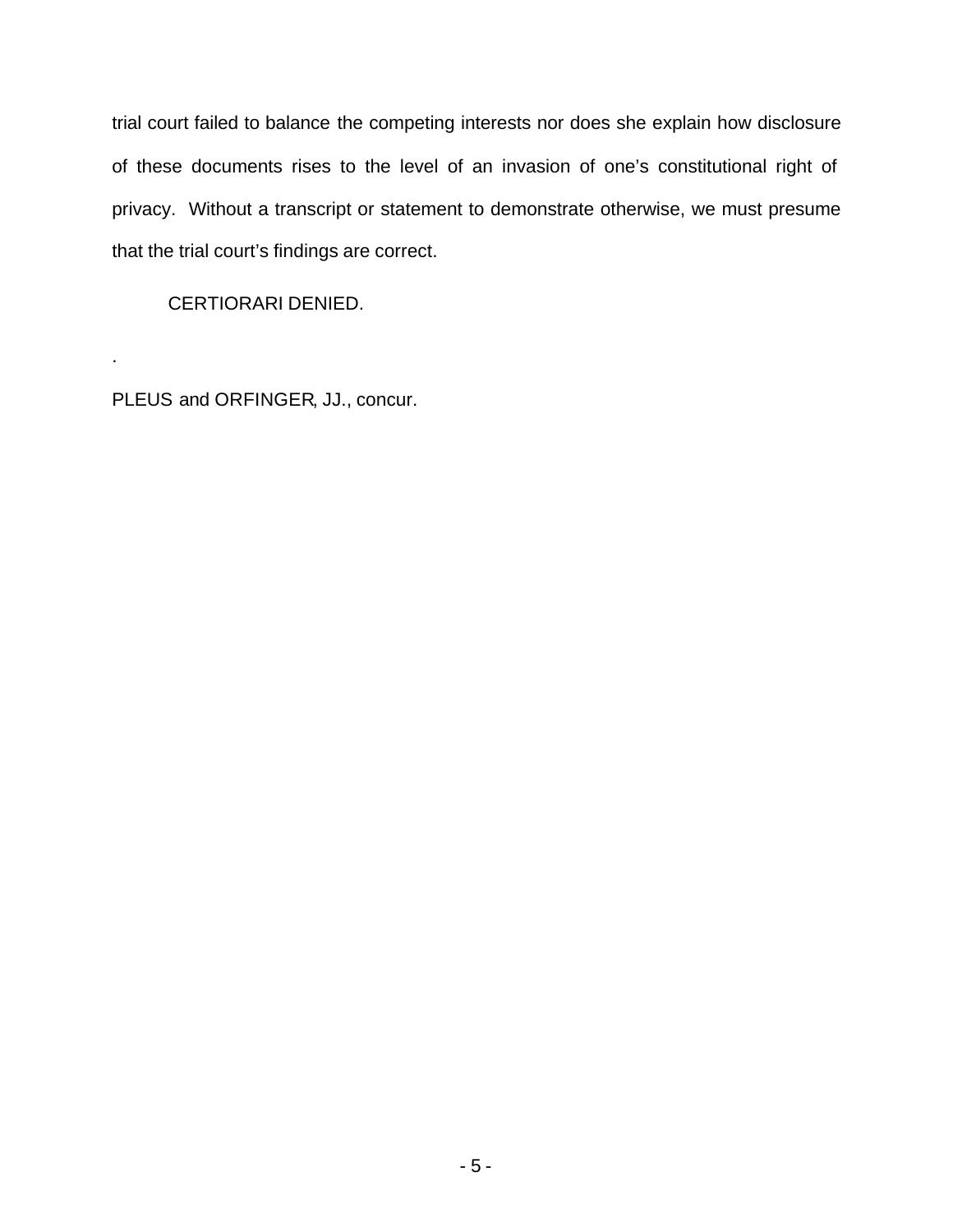trial court failed to balance the competing interests nor does she explain how disclosure of these documents rises to the level of an invasion of one's constitutional right of privacy. Without a transcript or statement to demonstrate otherwise, we must presume that the trial court's findings are correct.

CERTIORARI DENIED.

.

PLEUS and ORFINGER, JJ., concur.